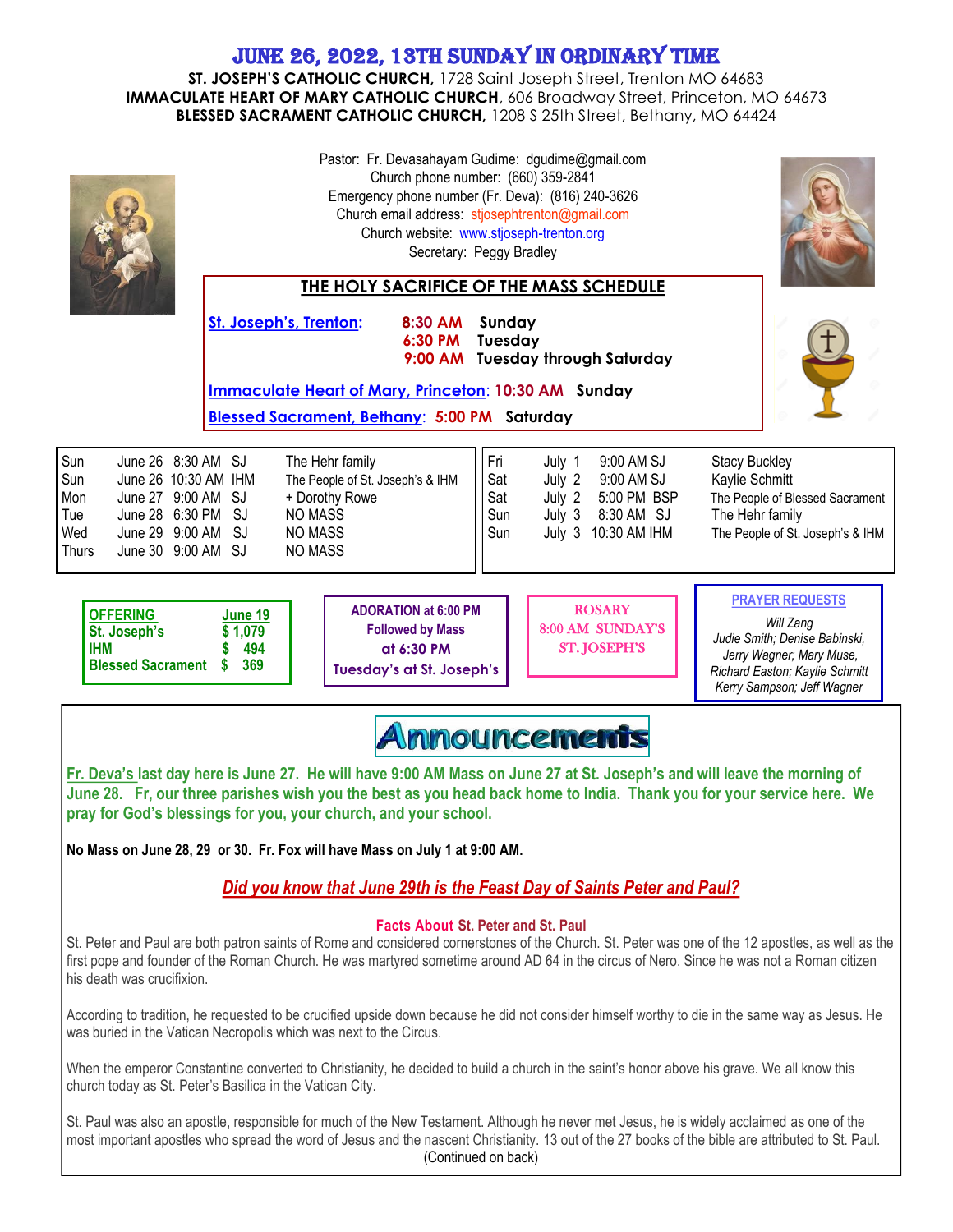# JUNE 26, 2022, 13TH SUNDAY IN ORDINARY TIME

**ST. JOSEPH'S CATHOLIC CHURCH,** 1728 Saint Joseph Street, Trenton MO 64683
**IMMACULATE HEART OF MARY CATHOLIC CHURCH**, 606 Broadway Street, Princeton, MO 64673
**BLESSED SACRAMENT CATHOLIC CHURCH,** 1208 S 25th Street, Bethany, MO 64424

Pastor: Fr. Devasahayam Gudime: dgudime@gmail.com
Church phone number: (660) 359-2841
Emergency phone number (Fr. Deva): (816) 240-3626
Church email address: stjosephtrenton@gmail.com
Church website: www.stjoseph-trenton.org
Secretary: Peggy Bradley

## THE HOLY SACRIFICE OF THE MASS SCHEDULE

**St. Joseph's, Trenton:**
- **8:30 AM** Sunday
- **6:30 PM** Tuesday
- **9:00 AM** Tuesday through Saturday

**Immaculate Heart of Mary, Princeton: 10:30 AM Sunday**

**Blessed Sacrament, Bethany: 5:00 PM Saturday**

| Day | Date | Time | Church | Intention |
|---|---|---|---|---|
| Sun | June 26 | 8:30 AM | SJ | The Hehr family |
| Sun | June 26 | 10:30 AM | IHM | The People of St. Joseph's & IHM |
| Mon | June 27 | 9:00 AM | SJ | + Dorothy Rowe |
| Tue | June 28 | 6:30 PM | SJ | NO MASS |
| Wed | June 29 | 9:00 AM | SJ | NO MASS |
| Thurs | June 30 | 9:00 AM | SJ | NO MASS |
| Fri | July 1 | 9:00 AM | SJ | Stacy Buckley |
| Sat | July 2 | 9:00 AM | SJ | Kaylie Schmitt |
| Sat | July 2 | 5:00 PM | BSP | The People of Blessed Sacrament |
| Sun | July 3 | 8:30 AM | SJ | The Hehr family |
| Sun | July 3 | 10:30 AM | IHM | The People of St. Joseph's & IHM |

| OFFERING | June 19 |
|---|---|
| St. Joseph's | $ 1,079 |
| IHM | $ 494 |
| Blessed Sacrament | $ 369 |

**ADORATION at 6:00 PM Followed by Mass at 6:30 PM Tuesday's at St. Joseph's**

**ROSARY 8:00 AM SUNDAY'S ST. JOSEPH'S**

**PRAYER REQUESTS**

*Will Zang*
*Judie Smith; Denise Babinski, Jerry Wagner; Mary Muse, Richard Easton; Kaylie Schmitt Kerry Sampson; Jeff Wagner*

## Announcements

**Fr. Deva's last day here is June 27. He will have 9:00 AM Mass on June 27 at St. Joseph's and will leave the morning of June 28. Fr, our three parishes wish you the best as you head back home to India. Thank you for your service here. We pray for God's blessings for you, your church, and your school.**

**No Mass on June 28, 29 or 30. Fr. Fox will have Mass on July 1 at 9:00 AM.**

***Did you know that June 29th is the Feast Day of Saints Peter and Paul?***

### Facts About St. Peter and St. Paul

St. Peter and Paul are both patron saints of Rome and considered cornerstones of the Church. St. Peter was one of the 12 apostles, as well as the first pope and founder of the Roman Church. He was martyred sometime around AD 64 in the circus of Nero. Since he was not a Roman citizen his death was crucifixion.

According to tradition, he requested to be crucified upside down because he did not consider himself worthy to die in the same way as Jesus. He was buried in the Vatican Necropolis which was next to the Circus.

When the emperor Constantine converted to Christianity, he decided to build a church in the saint's honor above his grave. We all know this church today as St. Peter's Basilica in the Vatican City.

St. Paul was also an apostle, responsible for much of the New Testament. Although he never met Jesus, he is widely acclaimed as one of the most important apostles who spread the word of Jesus and the nascent Christianity. 13 out of the 27 books of the bible are attributed to St. Paul.

(Continued on back)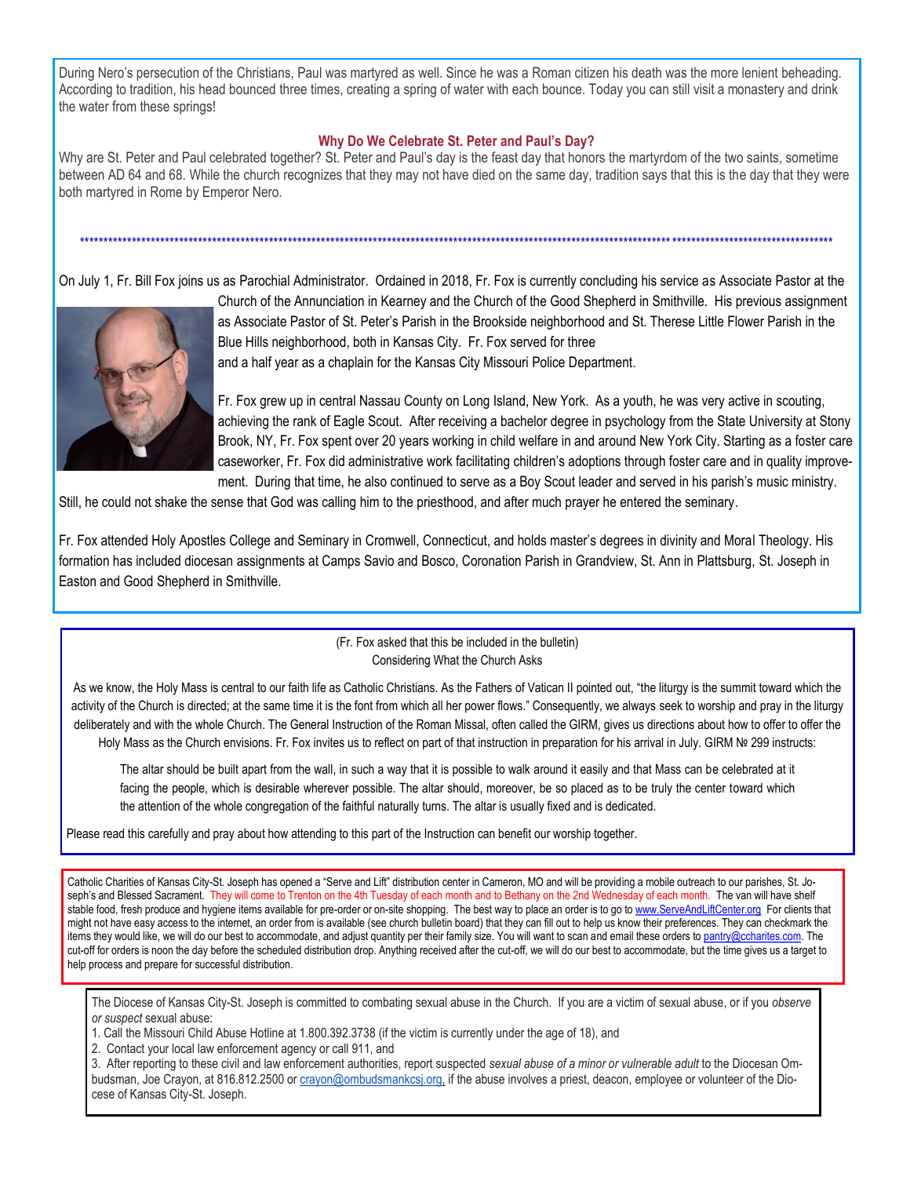During Nero's persecution of the Christians, Paul was martyred as well. Since he was a Roman citizen his death was the more lenient beheading. According to tradition, his head bounced three times, creating a spring of water with each bounce. Today you can still visit a monastery and drink the water from these springs!

### Why Do We Celebrate St. Peter and Paul's Day?

Why are St. Peter and Paul celebrated together? St. Peter and Paul's day is the feast day that honors the martyrdom of the two saints, sometime between AD 64 and 68. While the church recognizes that they may not have died on the same day, tradition says that this is the day that they were both martyred in Rome by Emperor Nero.

************************************************************************************************************************************************************

On July 1, Fr. Bill Fox joins us as Parochial Administrator. Ordained in 2018, Fr. Fox is currently concluding his service as Associate Pastor at the Church of the Annunciation in Kearney and the Church of the Good Shepherd in Smithville. His previous assignment as Associate Pastor of St. Peter's Parish in the Brookside neighborhood and St. Therese Little Flower Parish in the Blue Hills neighborhood, both in Kansas City. Fr. Fox served for three and a half year as a chaplain for the Kansas City Missouri Police Department.

Fr. Fox grew up in central Nassau County on Long Island, New York. As a youth, he was very active in scouting, achieving the rank of Eagle Scout. After receiving a bachelor degree in psychology from the State University at Stony Brook, NY, Fr. Fox spent over 20 years working in child welfare in and around New York City. Starting as a foster care caseworker, Fr. Fox did administrative work facilitating children's adoptions through foster care and in quality improvement. During that time, he also continued to serve as a Boy Scout leader and served in his parish's music ministry. Still, he could not shake the sense that God was calling him to the priesthood, and after much prayer he entered the seminary.

Fr. Fox attended Holy Apostles College and Seminary in Cromwell, Connecticut, and holds master's degrees in divinity and Moral Theology. His formation has included diocesan assignments at Camps Savio and Bosco, Coronation Parish in Grandview, St. Ann in Plattsburg, St. Joseph in Easton and Good Shepherd in Smithville.

(Fr. Fox asked that this be included in the bulletin)
Considering What the Church Asks

As we know, the Holy Mass is central to our faith life as Catholic Christians. As the Fathers of Vatican II pointed out, "the liturgy is the summit toward which the activity of the Church is directed; at the same time it is the font from which all her power flows." Consequently, we always seek to worship and pray in the liturgy deliberately and with the whole Church. The General Instruction of the Roman Missal, often called the GIRM, gives us directions about how to offer to offer the Holy Mass as the Church envisions. Fr. Fox invites us to reflect on part of that instruction in preparation for his arrival in July. GIRM № 299 instructs:

> The altar should be built apart from the wall, in such a way that it is possible to walk around it easily and that Mass can be celebrated at it facing the people, which is desirable wherever possible. The altar should, moreover, be so placed as to be truly the center toward which the attention of the whole congregation of the faithful naturally turns. The altar is usually fixed and is dedicated.

Please read this carefully and pray about how attending to this part of the Instruction can benefit our worship together.

Catholic Charities of Kansas City-St. Joseph has opened a "Serve and Lift" distribution center in Cameron, MO and will be providing a mobile outreach to our parishes, St. Joseph's and Blessed Sacrament. They will come to Trenton on the 4th Tuesday of each month and to Bethany on the 2nd Wednesday of each month. The van will have shelf stable food, fresh produce and hygiene items available for pre-order or on-site shopping. The best way to place an order is to go to www.ServeAndLiftCenter.org For clients that might not have easy access to the internet, an order from is available (see church bulletin board) that they can fill out to help us know their preferences. They can checkmark the items they would like, we will do our best to accommodate, and adjust quantity per their family size. You will want to scan and email these orders to pantry@ccharites.com. The cut-off for orders is noon the day before the scheduled distribution drop. Anything received after the cut-off, we will do our best to accommodate, but the time gives us a target to help process and prepare for successful distribution.

The Diocese of Kansas City-St. Joseph is committed to combating sexual abuse in the Church. If you are a victim of sexual abuse, or if you *observe or suspect* sexual abuse:

1. Call the Missouri Child Abuse Hotline at 1.800.392.3738 (if the victim is currently under the age of 18), and
2. Contact your local law enforcement agency or call 911, and
3. After reporting to these civil and law enforcement authorities, report suspected *sexual abuse of a minor or vulnerable adult* to the Diocesan Ombudsman, Joe Crayon, at 816.812.2500 or crayon@ombudsmankcsj.org, if the abuse involves a priest, deacon, employee or volunteer of the Diocese of Kansas City-St. Joseph.